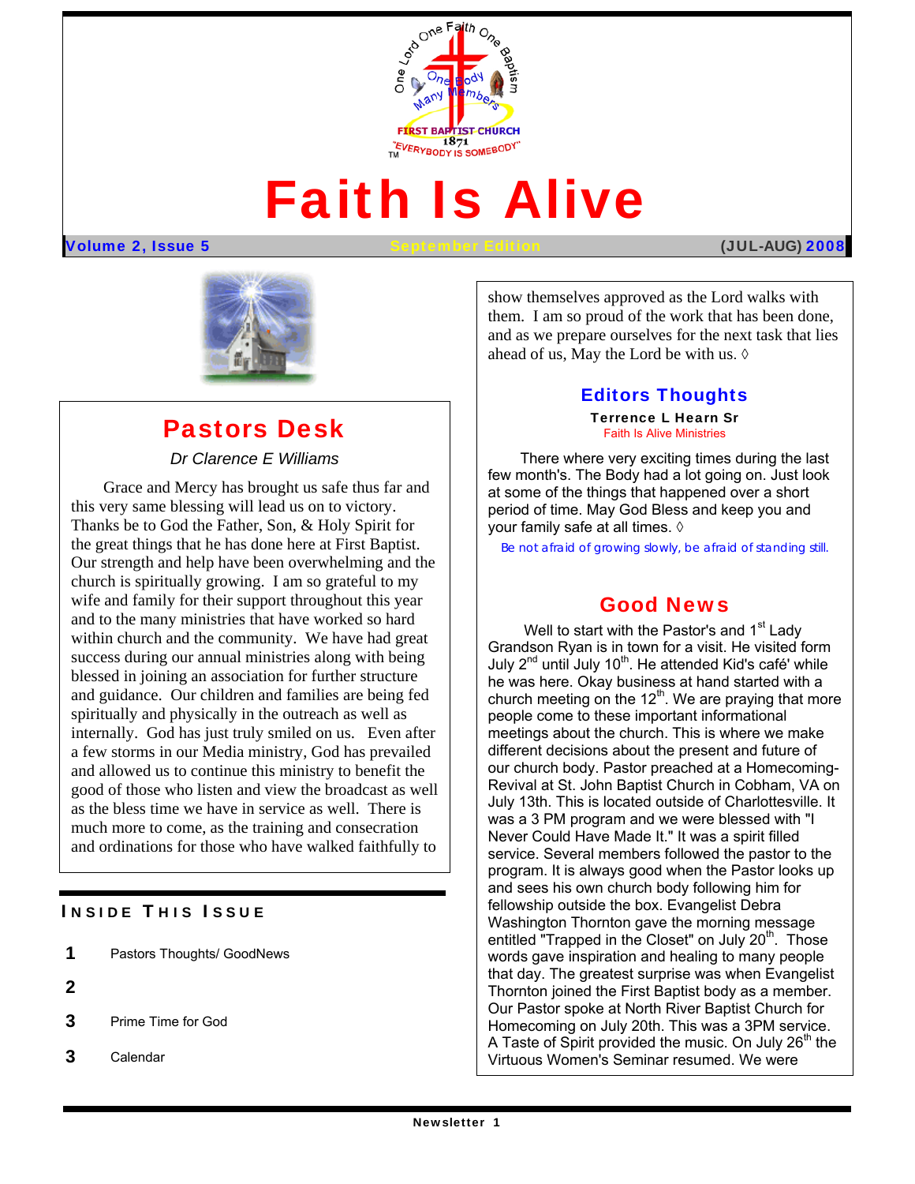# Faith Is Alive

**Volume 2, Issue 5** September Edition (JUL-AUG) 2008

## Pastors Desk

*Dr Clarence E Williams*

Grace and Mercy has brought us safe thus far and this very same blessing will lead us on to victory. Thanks be to God the Father, Son, & Holy Spirit for the great things that he has done here at First Baptist. Our strength and help have been overwhelming and the church is spiritually growing. I am so grateful to my wife and family for their support throughout this year and to the many ministries that have worked so hard within church and the community. We have had great success during our annual ministries along with being blessed in joining an association for further structure and guidance. Our children and families are being fed spiritually and physically in the outreach as well as internally. God has just truly smiled on us. Even after a few storms in our Media ministry, God has prevailed and allowed us to continue this ministry to benefit the good of those who listen and view the broadcast as well as the bless time we have in service as well. There is much more to come, as the training and consecration and ordinations for those who have walked faithfully to show themselves approved as the Lord walks with them. I am so proud of the work that has been done, and as we prepare ourselves for the next task that lies ahead of us, May the Lord be with us. ◊

### Inside This Issue

| | |
|---|---|
| 1 | Pastors Thoughts/ GoodNews |
| 2 | |
| 3 | Prime Time for God |
| 3 | Calendar |

## Editors Thoughts

**Terrence L Hearn Sr**
Faith Is Alive Ministries

There where very exciting times during the last few month's. The Body had a lot going on. Just look at some of the things that happened over a short period of time. May God Bless and keep you and your family safe at all times. ◊

*Be not afraid of growing slowly, be afraid of standing still.*

## Good News

Well to start with the Pastor's and 1st Lady Grandson Ryan is in town for a visit. He visited form July 2nd until July 10th. He attended Kid's café' while he was here. Okay business at hand started with a church meeting on the 12th. We are praying that more people come to these important informational meetings about the church. This is where we make different decisions about the present and future of our church body. Pastor preached at a Homecoming-Revival at St. John Baptist Church in Cobham, VA on July 13th. This is located outside of Charlottesville. It was a 3 PM program and we were blessed with "I Never Could Have Made It." It was a spirit filled service. Several members followed the pastor to the program. It is always good when the Pastor looks up and sees his own church body following him for fellowship outside the box. Evangelist Debra Washington Thornton gave the morning message entitled "Trapped in the Closet" on July 20th. Those words gave inspiration and healing to many people that day. The greatest surprise was when Evangelist Thornton joined the First Baptist body as a member. Our Pastor spoke at North River Baptist Church for Homecoming on July 20th. This was a 3PM service. A Taste of Spirit provided the music. On July 26th the Virtuous Women's Seminar resumed. We were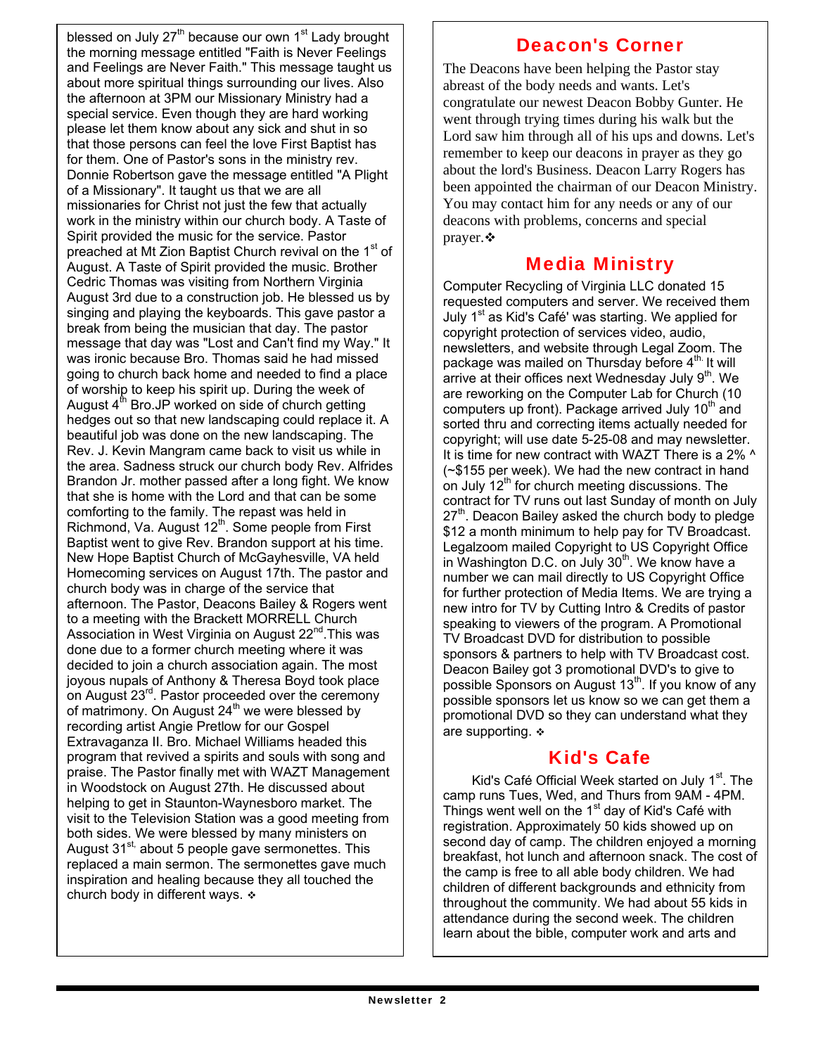blessed on July 27th because our own 1st Lady brought the morning message entitled "Faith is Never Feelings and Feelings are Never Faith." This message taught us about more spiritual things surrounding our lives. Also the afternoon at 3PM our Missionary Ministry had a special service. Even though they are hard working please let them know about any sick and shut in so that those persons can feel the love First Baptist has for them. One of Pastor's sons in the ministry rev. Donnie Robertson gave the message entitled "A Plight of a Missionary". It taught us that we are all missionaries for Christ not just the few that actually work in the ministry within our church body. A Taste of Spirit provided the music for the service. Pastor preached at Mt Zion Baptist Church revival on the 1st of August. A Taste of Spirit provided the music. Brother Cedric Thomas was visiting from Northern Virginia August 3rd due to a construction job. He blessed us by singing and playing the keyboards. This gave pastor a break from being the musician that day. The pastor message that day was "Lost and Can't find my Way." It was ironic because Bro. Thomas said he had missed going to church back home and needed to find a place of worship to keep his spirit up. During the week of August 4th Bro.JP worked on side of church getting hedges out so that new landscaping could replace it. A beautiful job was done on the new landscaping. The Rev. J. Kevin Mangram came back to visit us while in the area. Sadness struck our church body Rev. Alfrides Brandon Jr. mother passed after a long fight. We know that she is home with the Lord and that can be some comforting to the family. The repast was held in Richmond, Va. August 12th. Some people from First Baptist went to give Rev. Brandon support at his time. New Hope Baptist Church of McGayhesville, VA held Homecoming services on August 17th. The pastor and church body was in charge of the service that afternoon. The Pastor, Deacons Bailey & Rogers went to a meeting with the Brackett MORRELL Church Association in West Virginia on August 22nd.This was done due to a former church meeting where it was decided to join a church association again. The most joyous nupals of Anthony & Theresa Boyd took place on August 23rd. Pastor proceeded over the ceremony of matrimony. On August 24th we were blessed by recording artist Angie Pretlow for our Gospel Extravaganza II. Bro. Michael Williams headed this program that revived a spirits and souls with song and praise. The Pastor finally met with WAZT Management in Woodstock on August 27th. He discussed about helping to get in Staunton-Waynesboro market. The visit to the Television Station was a good meeting from both sides. We were blessed by many ministers on August 31st, about 5 people gave sermonettes. This replaced a main sermon. The sermonettes gave much inspiration and healing because they all touched the church body in different ways. ❖

## Deacon's Corner

The Deacons have been helping the Pastor stay abreast of the body needs and wants. Let's congratulate our newest Deacon Bobby Gunter. He went through trying times during his walk but the Lord saw him through all of his ups and downs. Let's remember to keep our deacons in prayer as they go about the lord's Business. Deacon Larry Rogers has been appointed the chairman of our Deacon Ministry. You may contact him for any needs or any of our deacons with problems, concerns and special prayer.❖

## Media Ministry

Computer Recycling of Virginia LLC donated 15 requested computers and server. We received them July 1st as Kid's Café' was starting. We applied for copyright protection of services video, audio, newsletters, and website through Legal Zoom. The package was mailed on Thursday before 4th. It will arrive at their offices next Wednesday July 9th. We are reworking on the Computer Lab for Church (10 computers up front). Package arrived July 10th and sorted thru and correcting items actually needed for copyright; will use date 5-25-08 and may newsletter. It is time for new contract with WAZT There is a 2% ^ (~$155 per week). We had the new contract in hand on July 12th for church meeting discussions. The contract for TV runs out last Sunday of month on July 27th. Deacon Bailey asked the church body to pledge $12 a month minimum to help pay for TV Broadcast. Legalzoom mailed Copyright to US Copyright Office in Washington D.C. on July 30th. We know have a number we can mail directly to US Copyright Office for further protection of Media Items. We are trying a new intro for TV by Cutting Intro & Credits of pastor speaking to viewers of the program. A Promotional TV Broadcast DVD for distribution to possible sponsors & partners to help with TV Broadcast cost. Deacon Bailey got 3 promotional DVD's to give to possible Sponsors on August 13th. If you know of any possible sponsors let us know so we can get them a promotional DVD so they can understand what they are supporting. ❖

## Kid's Cafe

Kid's Café Official Week started on July 1st. The camp runs Tues, Wed, and Thurs from 9AM - 4PM. Things went well on the 1st day of Kid's Café with registration. Approximately 50 kids showed up on second day of camp. The children enjoyed a morning breakfast, hot lunch and afternoon snack. The cost of the camp is free to all able body children. We had children of different backgrounds and ethnicity from throughout the community. We had about 55 kids in attendance during the second week. The children learn about the bible, computer work and arts and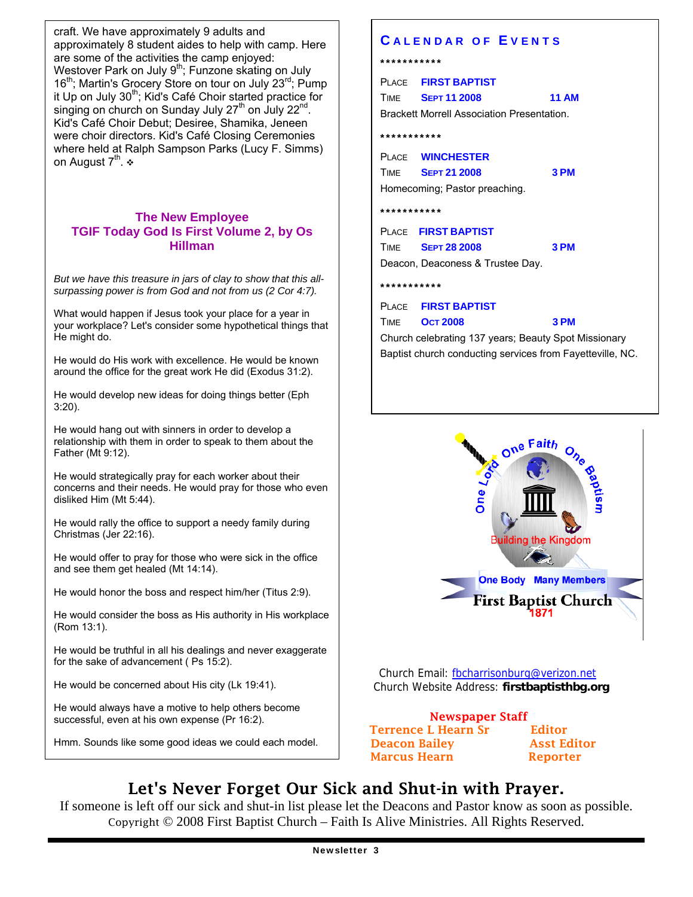craft. We have approximately 9 adults and approximately 8 student aides to help with camp. Here are some of the activities the camp enjoyed: Westover Park on July 9th; Funzone skating on July 16th; Martin's Grocery Store on tour on July 23rd; Pump it Up on July 30th; Kid's Café Choir started practice for singing on church on Sunday July 27th on July 22nd. Kid's Café Choir Debut; Desiree, Shamika, Jeneen were choir directors. Kid's Café Closing Ceremonies where held at Ralph Sampson Parks (Lucy F. Simms) on August 7th. ❖

## The New Employee
## TGIF Today God Is First Volume 2, by Os Hillman

*But we have this treasure in jars of clay to show that this all-surpassing power is from God and not from us (2 Cor 4:7).*

What would happen if Jesus took your place for a year in your workplace? Let's consider some hypothetical things that He might do.

He would do His work with excellence. He would be known around the office for the great work He did (Exodus 31:2).

He would develop new ideas for doing things better (Eph 3:20).

He would hang out with sinners in order to develop a relationship with them in order to speak to them about the Father (Mt 9:12).

He would strategically pray for each worker about their concerns and their needs. He would pray for those who even disliked Him (Mt 5:44).

He would rally the office to support a needy family during Christmas (Jer 22:16).

He would offer to pray for those who were sick in the office and see them get healed (Mt 14:14).

He would honor the boss and respect him/her (Titus 2:9).

He would consider the boss as His authority in His workplace (Rom 13:1).

He would be truthful in all his dealings and never exaggerate for the sake of advancement ( Ps 15:2).

He would be concerned about His city (Lk 19:41).

He would always have a motive to help others become successful, even at his own expense (Pr 16:2).

Hmm. Sounds like some good ideas we could each model.

## Calendar of Events

***********

PLACE **FIRST BAPTIST**
TIME **SEPT 11 2008** **11 AM**
Brackett Morrell Association Presentation.

***********

PLACE **WINCHESTER**
TIME **SEPT 21 2008** **3 PM**
Homecoming; Pastor preaching.

***********

PLACE **FIRST BAPTIST**
TIME **SEPT 28 2008** **3 PM**
Deacon, Deaconess & Trustee Day.

***********

PLACE **FIRST BAPTIST**
TIME **OCT 2008** **3 PM**
Church celebrating 137 years; Beauty Spot Missionary Baptist church conducting services from Fayetteville, NC.

One Lord One Faith One Baptism
Building the Kingdom
One Body Many Members
First Baptist Church
1871

Church Email: fbcharrisonburg@verizon.net
Church Website Address: **firstbaptisthbg.org**

**Newspaper Staff**

| | |
|---|---|
| Terrence L Hearn Sr | Editor |
| Deacon Bailey | Asst Editor |
| Marcus Hearn | Reporter |

## Let's Never Forget Our Sick and Shut-in with Prayer.

If someone is left off our sick and shut-in list please let the Deacons and Pastor know as soon as possible.

Copyright © 2008 First Baptist Church – Faith Is Alive Ministries. All Rights Reserved.